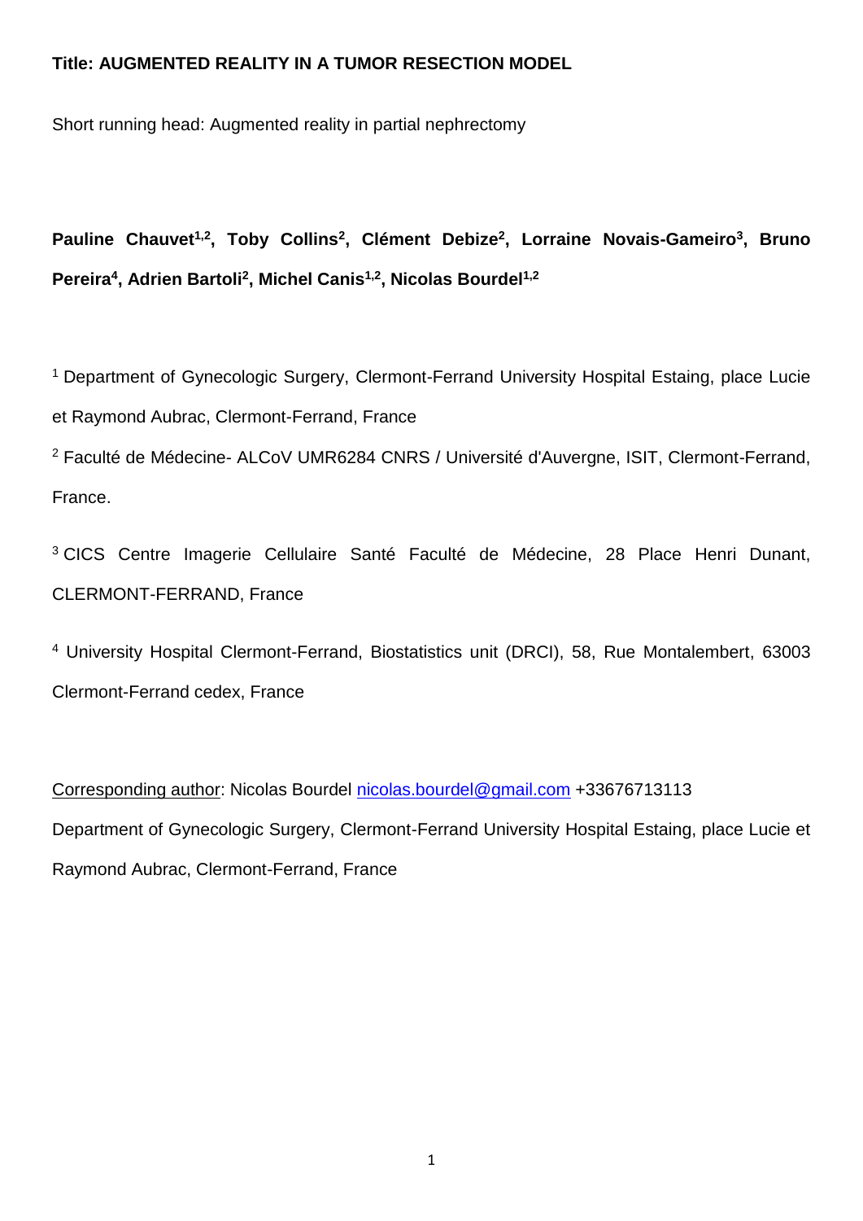**Title: AUGMENTED REALITY IN A TUMOR RESECTION MODEL**

Short running head: Augmented reality in partial nephrectomy

**Pauline Chauvet[1,2], Toby Collins[2], Clément Debize[2], Lorraine Novais-Gameiro[3], Bruno Pereira[4], Adrien Bartoli[2], Michel Canis[1,2], Nicolas Bourdel[1,2]**

[1] Department of Gynecologic Surgery, Clermont-Ferrand University Hospital Estaing, place Lucie et Raymond Aubrac, Clermont-Ferrand, France

[2] Faculté de Médecine- ALCoV UMR6284 CNRS / Université d'Auvergne, ISIT, Clermont-Ferrand, France.

[3] CICS Centre Imagerie Cellulaire Santé Faculté de Médecine, 28 Place Henri Dunant, CLERMONT-FERRAND, France

[4] University Hospital Clermont-Ferrand, Biostatistics unit (DRCI), 58, Rue Montalembert, 63003 Clermont-Ferrand cedex, France

Corresponding author: Nicolas Bourdel nicolas.bourdel@gmail.com +33676713113

Department of Gynecologic Surgery, Clermont-Ferrand University Hospital Estaing, place Lucie et Raymond Aubrac, Clermont-Ferrand, France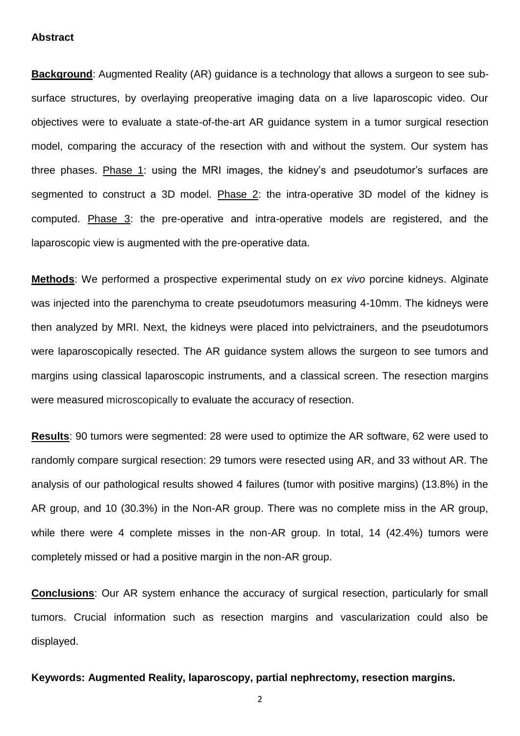## Abstract

**Background**: Augmented Reality (AR) guidance is a technology that allows a surgeon to see sub-surface structures, by overlaying preoperative imaging data on a live laparoscopic video. Our objectives were to evaluate a state-of-the-art AR guidance system in a tumor surgical resection model, comparing the accuracy of the resection with and without the system. Our system has three phases. Phase 1: using the MRI images, the kidney's and pseudotumor's surfaces are segmented to construct a 3D model. Phase 2: the intra-operative 3D model of the kidney is computed. Phase 3: the pre-operative and intra-operative models are registered, and the laparoscopic view is augmented with the pre-operative data.

**Methods**: We performed a prospective experimental study on *ex vivo* porcine kidneys. Alginate was injected into the parenchyma to create pseudotumors measuring 4-10mm. The kidneys were then analyzed by MRI. Next, the kidneys were placed into pelvictrainers, and the pseudotumors were laparoscopically resected. The AR guidance system allows the surgeon to see tumors and margins using classical laparoscopic instruments, and a classical screen. The resection margins were measured microscopically to evaluate the accuracy of resection.

**Results**: 90 tumors were segmented: 28 were used to optimize the AR software, 62 were used to randomly compare surgical resection: 29 tumors were resected using AR, and 33 without AR. The analysis of our pathological results showed 4 failures (tumor with positive margins) (13.8%) in the AR group, and 10 (30.3%) in the Non-AR group. There was no complete miss in the AR group, while there were 4 complete misses in the non-AR group. In total, 14 (42.4%) tumors were completely missed or had a positive margin in the non-AR group.

**Conclusions**: Our AR system enhance the accuracy of surgical resection, particularly for small tumors. Crucial information such as resection margins and vascularization could also be displayed.

**Keywords: Augmented Reality, laparoscopy, partial nephrectomy, resection margins.**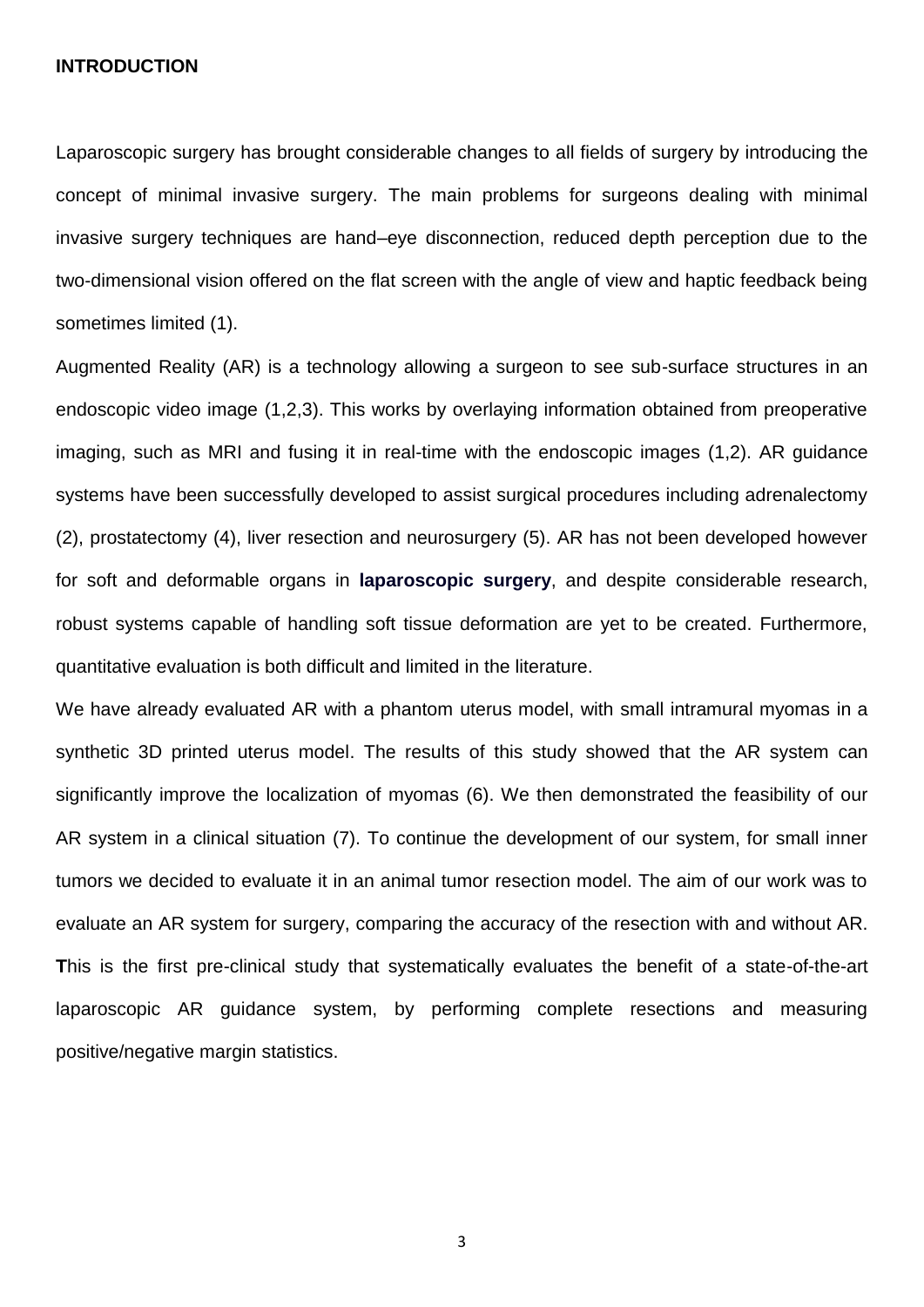## INTRODUCTION

Laparoscopic surgery has brought considerable changes to all fields of surgery by introducing the concept of minimal invasive surgery. The main problems for surgeons dealing with minimal invasive surgery techniques are hand–eye disconnection, reduced depth perception due to the two-dimensional vision offered on the flat screen with the angle of view and haptic feedback being sometimes limited (1).

Augmented Reality (AR) is a technology allowing a surgeon to see sub-surface structures in an endoscopic video image (1,2,3). This works by overlaying information obtained from preoperative imaging, such as MRI and fusing it in real-time with the endoscopic images (1,2). AR guidance systems have been successfully developed to assist surgical procedures including adrenalectomy (2), prostatectomy (4), liver resection and neurosurgery (5). AR has not been developed however for soft and deformable organs in **laparoscopic surgery**, and despite considerable research, robust systems capable of handling soft tissue deformation are yet to be created. Furthermore, quantitative evaluation is both difficult and limited in the literature.

We have already evaluated AR with a phantom uterus model, with small intramural myomas in a synthetic 3D printed uterus model. The results of this study showed that the AR system can significantly improve the localization of myomas (6). We then demonstrated the feasibility of our AR system in a clinical situation (7). To continue the development of our system, for small inner tumors we decided to evaluate it in an animal tumor resection model. The aim of our work was to evaluate an AR system for surgery, comparing the accuracy of the resection with and without AR. **T**his is the first pre-clinical study that systematically evaluates the benefit of a state-of-the-art laparoscopic AR guidance system, by performing complete resections and measuring positive/negative margin statistics.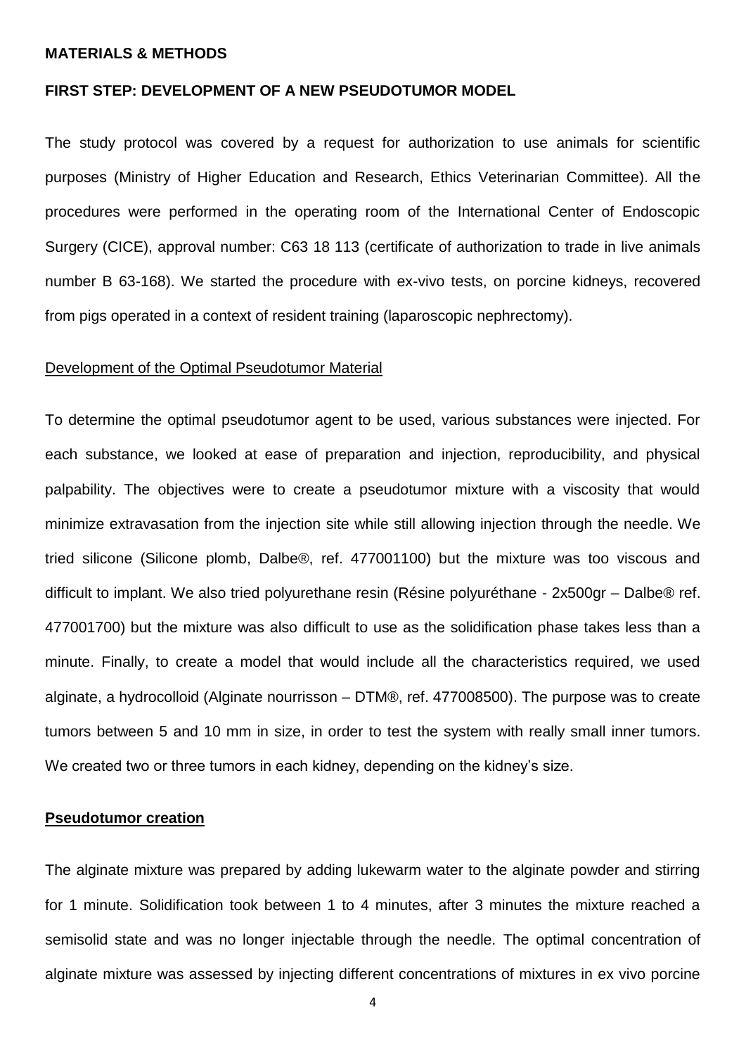**MATERIALS & METHODS**

**FIRST STEP: DEVELOPMENT OF A NEW PSEUDOTUMOR MODEL**

The study protocol was covered by a request for authorization to use animals for scientific purposes (Ministry of Higher Education and Research, Ethics Veterinarian Committee). All the procedures were performed in the operating room of the International Center of Endoscopic Surgery (CICE), approval number: C63 18 113 (certificate of authorization to trade in live animals number B 63-168). We started the procedure with ex-vivo tests, on porcine kidneys, recovered from pigs operated in a context of resident training (laparoscopic nephrectomy).

Development of the Optimal Pseudotumor Material

To determine the optimal pseudotumor agent to be used, various substances were injected. For each substance, we looked at ease of preparation and injection, reproducibility, and physical palpability. The objectives were to create a pseudotumor mixture with a viscosity that would minimize extravasation from the injection site while still allowing injection through the needle. We tried silicone (Silicone plomb, Dalbe®, ref. 477001100) but the mixture was too viscous and difficult to implant. We also tried polyurethane resin (Résine polyuréthane - 2x500gr – Dalbe® ref. 477001700) but the mixture was also difficult to use as the solidification phase takes less than a minute. Finally, to create a model that would include all the characteristics required, we used alginate, a hydrocolloid (Alginate nourrisson – DTM®, ref. 477008500). The purpose was to create tumors between 5 and 10 mm in size, in order to test the system with really small inner tumors. We created two or three tumors in each kidney, depending on the kidney's size.

**Pseudotumor creation**

The alginate mixture was prepared by adding lukewarm water to the alginate powder and stirring for 1 minute. Solidification took between 1 to 4 minutes, after 3 minutes the mixture reached a semisolid state and was no longer injectable through the needle. The optimal concentration of alginate mixture was assessed by injecting different concentrations of mixtures in ex vivo porcine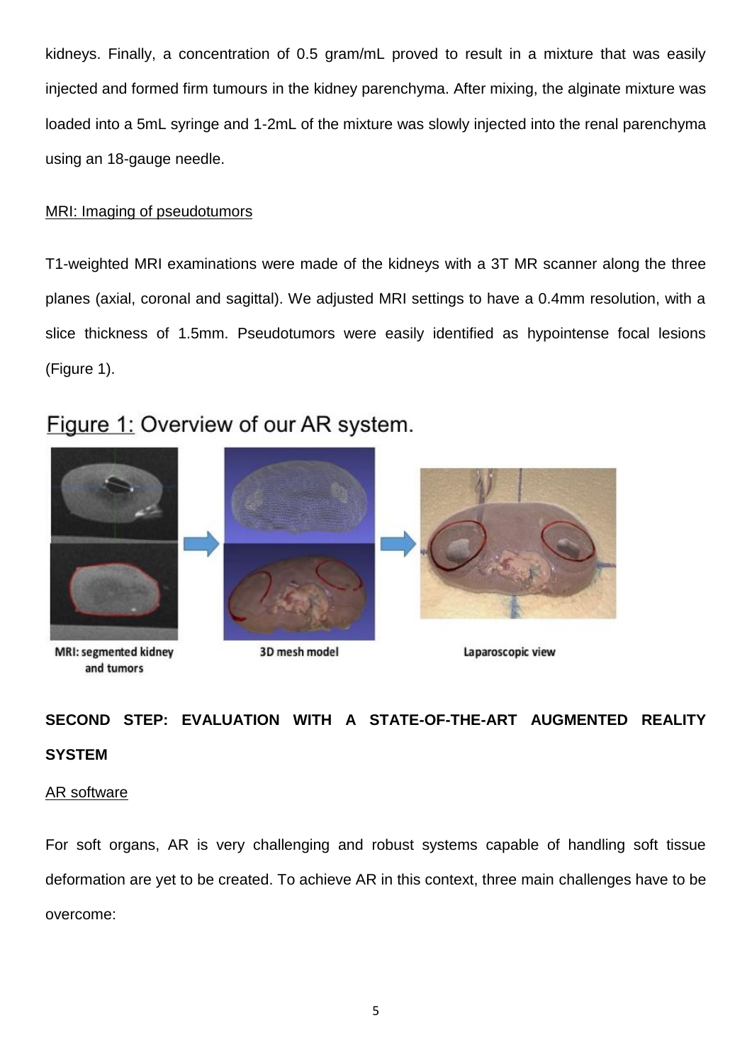kidneys. Finally, a concentration of 0.5 gram/mL proved to result in a mixture that was easily injected and formed firm tumours in the kidney parenchyma. After mixing, the alginate mixture was loaded into a 5mL syringe and 1-2mL of the mixture was slowly injected into the renal parenchyma using an 18-gauge needle.

MRI: Imaging of pseudotumors

T1-weighted MRI examinations were made of the kidneys with a 3T MR scanner along the three planes (axial, coronal and sagittal). We adjusted MRI settings to have a 0.4mm resolution, with a slice thickness of 1.5mm. Pseudotumors were easily identified as hypointense focal lesions (Figure 1).

Figure 1: Overview of our AR system.

MRI: segmented kidney and tumors — 3D mesh model — Laparoscopic view

## SECOND STEP: EVALUATION WITH A STATE-OF-THE-ART AUGMENTED REALITY SYSTEM

AR software

For soft organs, AR is very challenging and robust systems capable of handling soft tissue deformation are yet to be created. To achieve AR in this context, three main challenges have to be overcome: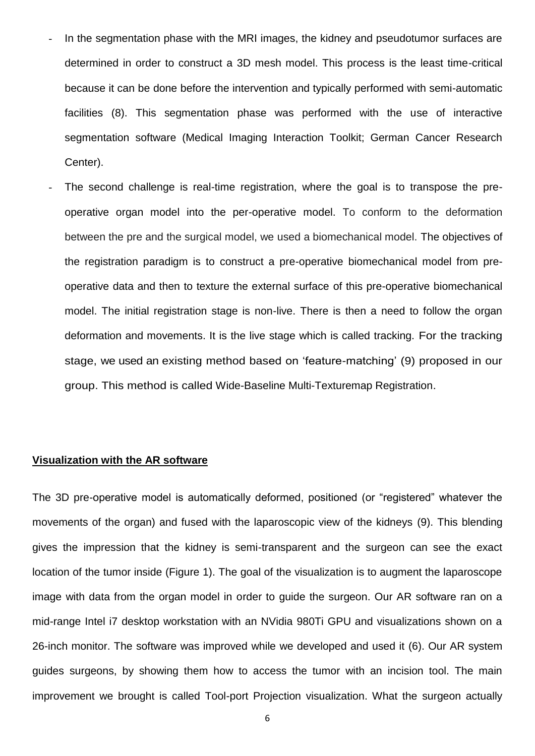- In the segmentation phase with the MRI images, the kidney and pseudotumor surfaces are determined in order to construct a 3D mesh model. This process is the least time-critical because it can be done before the intervention and typically performed with semi-automatic facilities (8). This segmentation phase was performed with the use of interactive segmentation software (Medical Imaging Interaction Toolkit; German Cancer Research Center).
- The second challenge is real-time registration, where the goal is to transpose the pre-operative organ model into the per-operative model. To conform to the deformation between the pre and the surgical model, we used a biomechanical model. The objectives of the registration paradigm is to construct a pre-operative biomechanical model from pre-operative data and then to texture the external surface of this pre-operative biomechanical model. The initial registration stage is non-live. There is then a need to follow the organ deformation and movements. It is the live stage which is called tracking. For the tracking stage, we used an existing method based on 'feature-matching' (9) proposed in our group. This method is called Wide-Baseline Multi-Texturemap Registration.

**Visualization with the AR software**

The 3D pre-operative model is automatically deformed, positioned (or "registered" whatever the movements of the organ) and fused with the laparoscopic view of the kidneys (9). This blending gives the impression that the kidney is semi-transparent and the surgeon can see the exact location of the tumor inside (Figure 1). The goal of the visualization is to augment the laparoscope image with data from the organ model in order to guide the surgeon. Our AR software ran on a mid-range Intel i7 desktop workstation with an NVidia 980Ti GPU and visualizations shown on a 26-inch monitor. The software was improved while we developed and used it (6). Our AR system guides surgeons, by showing them how to access the tumor with an incision tool. The main improvement we brought is called Tool-port Projection visualization. What the surgeon actually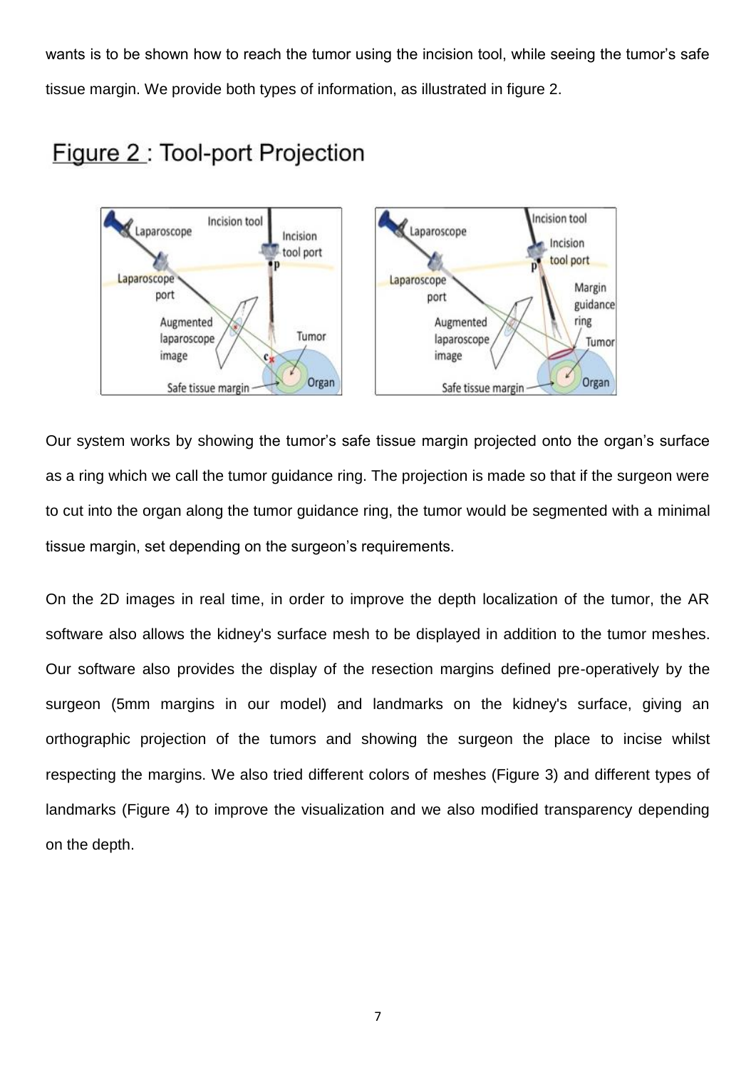wants is to be shown how to reach the tumor using the incision tool, while seeing the tumor's safe tissue margin. We provide both types of information, as illustrated in figure 2.

Figure 2 : Tool-port Projection

Our system works by showing the tumor's safe tissue margin projected onto the organ's surface as a ring which we call the tumor guidance ring. The projection is made so that if the surgeon were to cut into the organ along the tumor guidance ring, the tumor would be segmented with a minimal tissue margin, set depending on the surgeon's requirements.

On the 2D images in real time, in order to improve the depth localization of the tumor, the AR software also allows the kidney's surface mesh to be displayed in addition to the tumor meshes. Our software also provides the display of the resection margins defined pre-operatively by the surgeon (5mm margins in our model) and landmarks on the kidney's surface, giving an orthographic projection of the tumors and showing the surgeon the place to incise whilst respecting the margins. We also tried different colors of meshes (Figure 3) and different types of landmarks (Figure 4) to improve the visualization and we also modified transparency depending on the depth.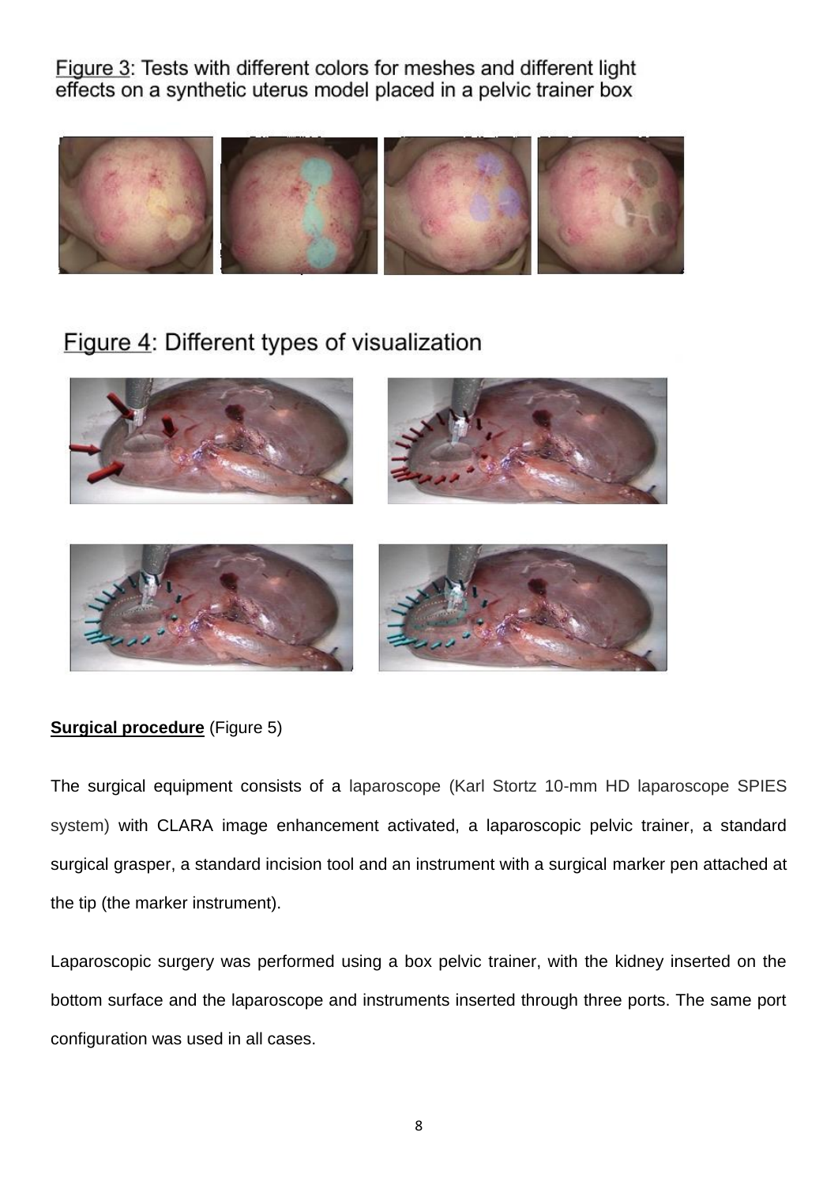Figure 3: Tests with different colors for meshes and different light effects on a synthetic uterus model placed in a pelvic trainer box

Figure 4: Different types of visualization

**Surgical procedure** (Figure 5)

The surgical equipment consists of a laparoscope (Karl Stortz 10-mm HD laparoscope SPIES system) with CLARA image enhancement activated, a laparoscopic pelvic trainer, a standard surgical grasper, a standard incision tool and an instrument with a surgical marker pen attached at the tip (the marker instrument).

Laparoscopic surgery was performed using a box pelvic trainer, with the kidney inserted on the bottom surface and the laparoscope and instruments inserted through three ports. The same port configuration was used in all cases.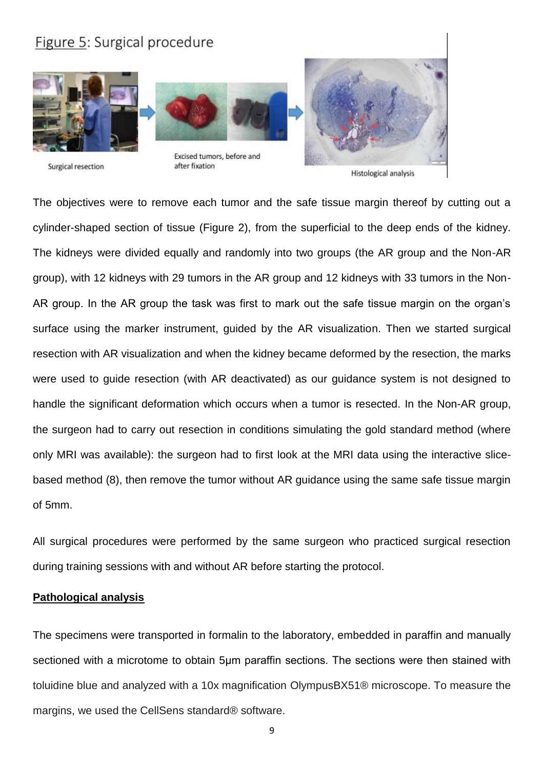Figure 5: Surgical procedure

Surgical resection

Excised tumors, before and after fixation

Histological analysis

The objectives were to remove each tumor and the safe tissue margin thereof by cutting out a cylinder-shaped section of tissue (Figure 2), from the superficial to the deep ends of the kidney. The kidneys were divided equally and randomly into two groups (the AR group and the Non-AR group), with 12 kidneys with 29 tumors in the AR group and 12 kidneys with 33 tumors in the Non-AR group. In the AR group the task was first to mark out the safe tissue margin on the organ's surface using the marker instrument, guided by the AR visualization. Then we started surgical resection with AR visualization and when the kidney became deformed by the resection, the marks were used to guide resection (with AR deactivated) as our guidance system is not designed to handle the significant deformation which occurs when a tumor is resected. In the Non-AR group, the surgeon had to carry out resection in conditions simulating the gold standard method (where only MRI was available): the surgeon had to first look at the MRI data using the interactive slice-based method (8), then remove the tumor without AR guidance using the same safe tissue margin of 5mm.

All surgical procedures were performed by the same surgeon who practiced surgical resection during training sessions with and without AR before starting the protocol.

**Pathological analysis**

The specimens were transported in formalin to the laboratory, embedded in paraffin and manually sectioned with a microtome to obtain 5µm paraffin sections. The sections were then stained with toluidine blue and analyzed with a 10x magnification OlympusBX51® microscope. To measure the margins, we used the CellSens standard® software.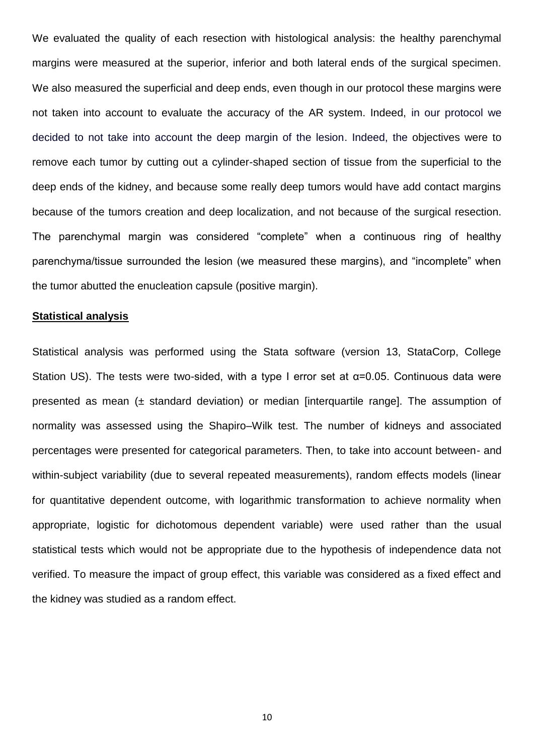We evaluated the quality of each resection with histological analysis: the healthy parenchymal margins were measured at the superior, inferior and both lateral ends of the surgical specimen. We also measured the superficial and deep ends, even though in our protocol these margins were not taken into account to evaluate the accuracy of the AR system. Indeed, in our protocol we decided to not take into account the deep margin of the lesion. Indeed, the objectives were to remove each tumor by cutting out a cylinder-shaped section of tissue from the superficial to the deep ends of the kidney, and because some really deep tumors would have add contact margins because of the tumors creation and deep localization, and not because of the surgical resection. The parenchymal margin was considered "complete" when a continuous ring of healthy parenchyma/tissue surrounded the lesion (we measured these margins), and "incomplete" when the tumor abutted the enucleation capsule (positive margin).

**Statistical analysis**

Statistical analysis was performed using the Stata software (version 13, StataCorp, College Station US). The tests were two-sided, with a type I error set at $\alpha=0.05$. Continuous data were presented as mean (± standard deviation) or median [interquartile range]. The assumption of normality was assessed using the Shapiro–Wilk test. The number of kidneys and associated percentages were presented for categorical parameters. Then, to take into account between- and within-subject variability (due to several repeated measurements), random effects models (linear for quantitative dependent outcome, with logarithmic transformation to achieve normality when appropriate, logistic for dichotomous dependent variable) were used rather than the usual statistical tests which would not be appropriate due to the hypothesis of independence data not verified. To measure the impact of group effect, this variable was considered as a fixed effect and the kidney was studied as a random effect.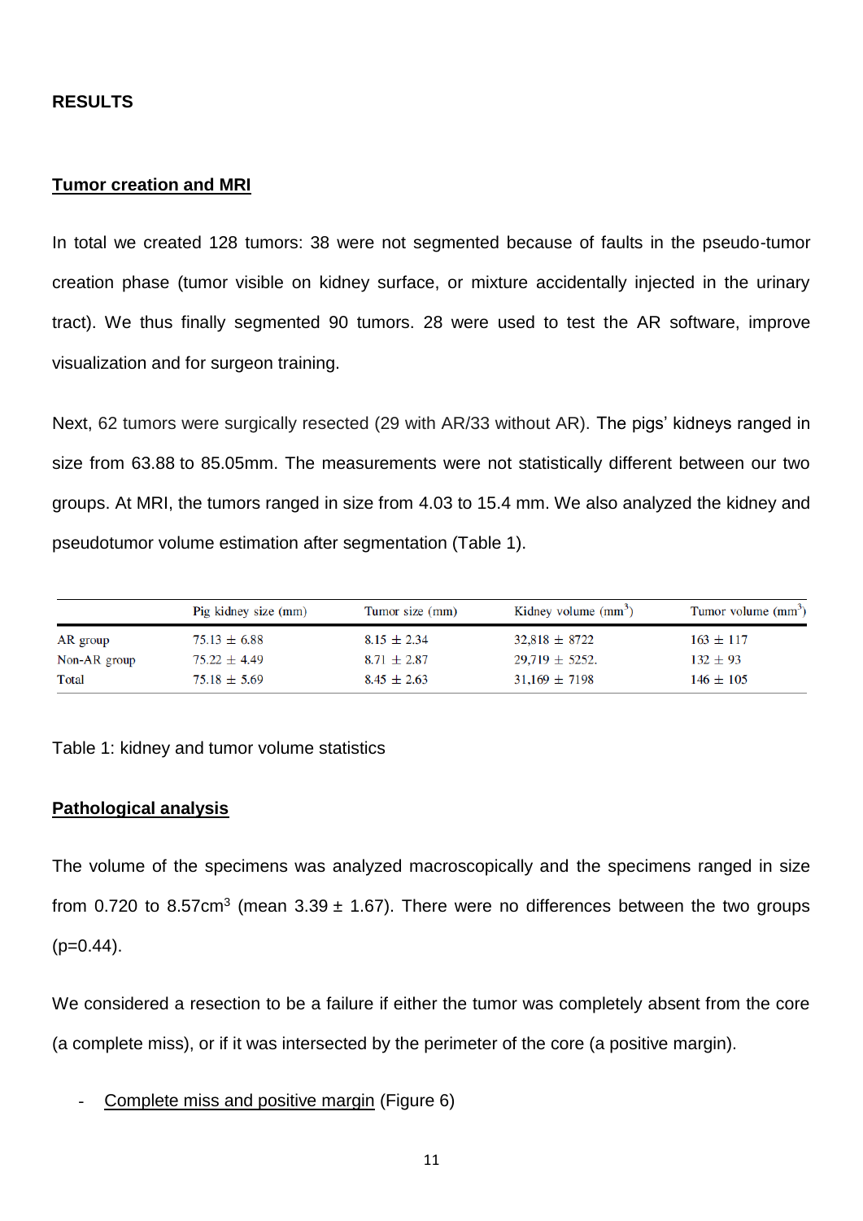## RESULTS

### Tumor creation and MRI

In total we created 128 tumors: 38 were not segmented because of faults in the pseudo-tumor creation phase (tumor visible on kidney surface, or mixture accidentally injected in the urinary tract). We thus finally segmented 90 tumors. 28 were used to test the AR software, improve visualization and for surgeon training.

Next, 62 tumors were surgically resected (29 with AR/33 without AR). The pigs' kidneys ranged in size from 63.88 to 85.05mm. The measurements were not statistically different between our two groups. At MRI, the tumors ranged in size from 4.03 to 15.4 mm. We also analyzed the kidney and pseudotumor volume estimation after segmentation (Table 1).

| | Pig kidney size (mm) | Tumor size (mm) | Kidney volume ($mm^3$) | Tumor volume ($mm^3$) |
|---|---|---|---|---|
| AR group | 75.13 ± 6.88 | 8.15 ± 2.34 | 32,818 ± 8722 | 163 ± 117 |
| Non-AR group | 75.22 ± 4.49 | 8.71 ± 2.87 | 29,719 ± 5252. | 132 ± 93 |
| Total | 75.18 ± 5.69 | 8.45 ± 2.63 | 31,169 ± 7198 | 146 ± 105 |

Table 1: kidney and tumor volume statistics

### Pathological analysis

The volume of the specimens was analyzed macroscopically and the specimens ranged in size from 0.720 to 8.57cm$^3$ (mean 3.39 ± 1.67). There were no differences between the two groups ($p=0.44$).

We considered a resection to be a failure if either the tumor was completely absent from the core (a complete miss), or if it was intersected by the perimeter of the core (a positive margin).

- Complete miss and positive margin (Figure 6)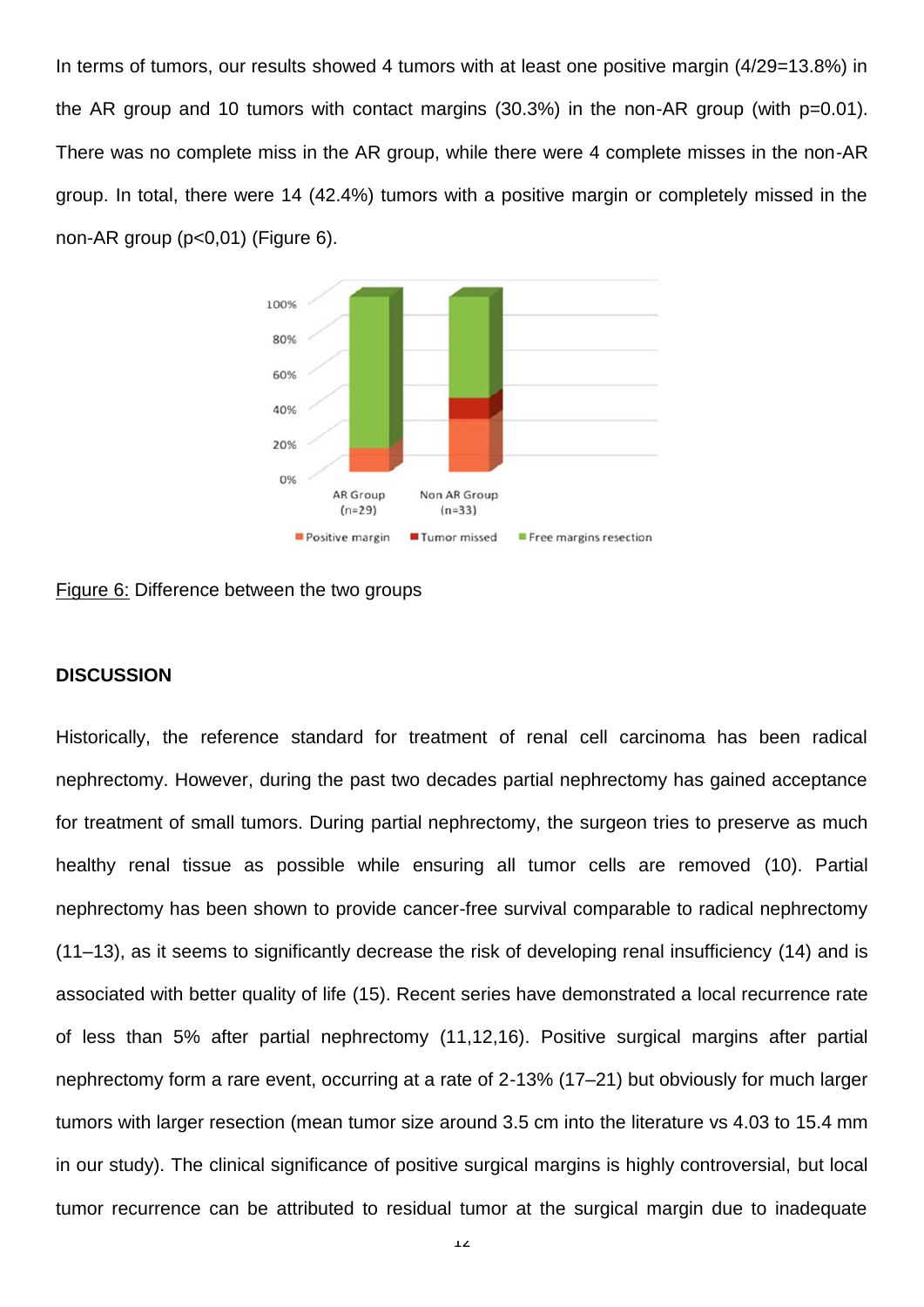In terms of tumors, our results showed 4 tumors with at least one positive margin (4/29=13.8%) in the AR group and 10 tumors with contact margins (30.3%) in the non-AR group (with p=0.01). There was no complete miss in the AR group, while there were 4 complete misses in the non-AR group. In total, there were 14 (42.4%) tumors with a positive margin or completely missed in the non-AR group (p<0,01) (Figure 6).

Figure 6: Difference between the two groups

**DISCUSSION**

Historically, the reference standard for treatment of renal cell carcinoma has been radical nephrectomy. However, during the past two decades partial nephrectomy has gained acceptance for treatment of small tumors. During partial nephrectomy, the surgeon tries to preserve as much healthy renal tissue as possible while ensuring all tumor cells are removed (10). Partial nephrectomy has been shown to provide cancer-free survival comparable to radical nephrectomy (11–13), as it seems to significantly decrease the risk of developing renal insufficiency (14) and is associated with better quality of life (15). Recent series have demonstrated a local recurrence rate of less than 5% after partial nephrectomy (11,12,16). Positive surgical margins after partial nephrectomy form a rare event, occurring at a rate of 2-13% (17–21) but obviously for much larger tumors with larger resection (mean tumor size around 3.5 cm into the literature vs 4.03 to 15.4 mm in our study). The clinical significance of positive surgical margins is highly controversial, but local tumor recurrence can be attributed to residual tumor at the surgical margin due to inadequate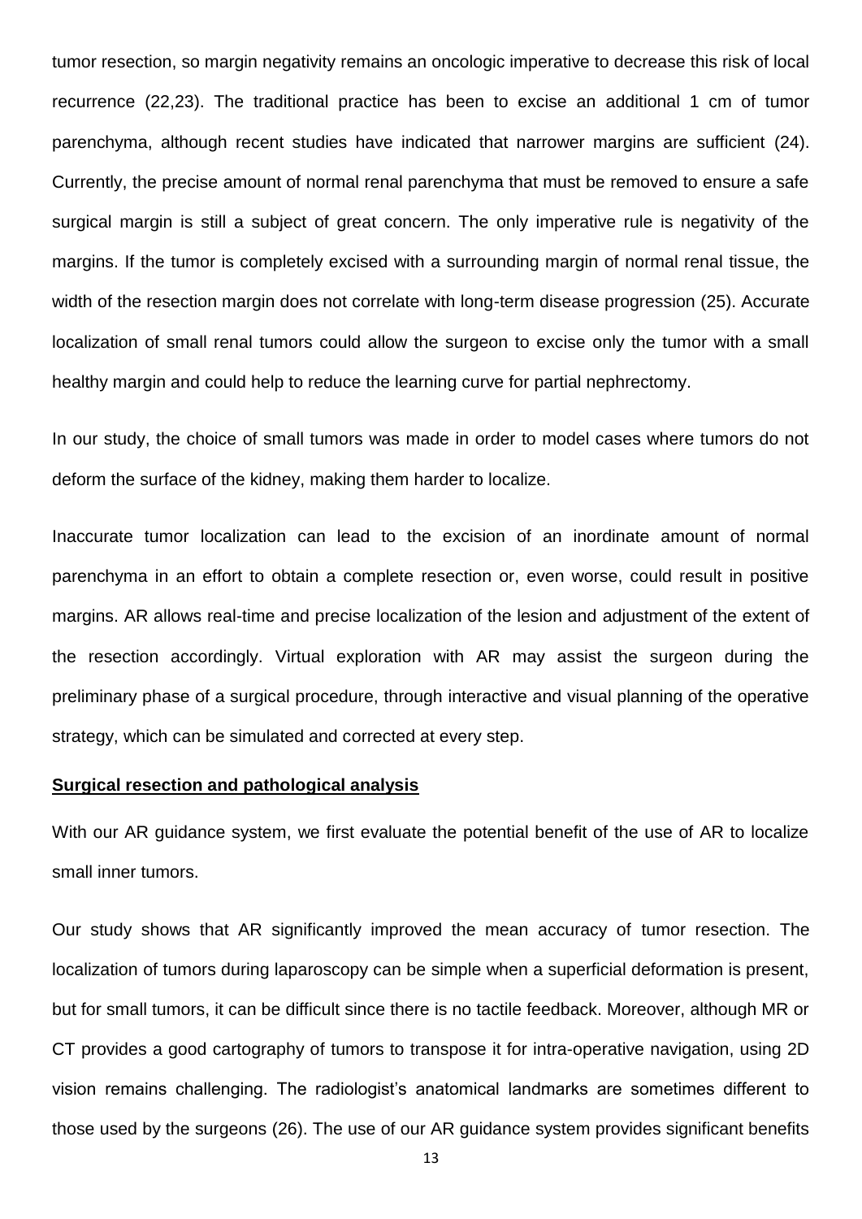tumor resection, so margin negativity remains an oncologic imperative to decrease this risk of local recurrence (22,23). The traditional practice has been to excise an additional 1 cm of tumor parenchyma, although recent studies have indicated that narrower margins are sufficient (24). Currently, the precise amount of normal renal parenchyma that must be removed to ensure a safe surgical margin is still a subject of great concern. The only imperative rule is negativity of the margins. If the tumor is completely excised with a surrounding margin of normal renal tissue, the width of the resection margin does not correlate with long-term disease progression (25). Accurate localization of small renal tumors could allow the surgeon to excise only the tumor with a small healthy margin and could help to reduce the learning curve for partial nephrectomy.

In our study, the choice of small tumors was made in order to model cases where tumors do not deform the surface of the kidney, making them harder to localize.

Inaccurate tumor localization can lead to the excision of an inordinate amount of normal parenchyma in an effort to obtain a complete resection or, even worse, could result in positive margins. AR allows real-time and precise localization of the lesion and adjustment of the extent of the resection accordingly. Virtual exploration with AR may assist the surgeon during the preliminary phase of a surgical procedure, through interactive and visual planning of the operative strategy, which can be simulated and corrected at every step.

**Surgical resection and pathological analysis**

With our AR guidance system, we first evaluate the potential benefit of the use of AR to localize small inner tumors.

Our study shows that AR significantly improved the mean accuracy of tumor resection. The localization of tumors during laparoscopy can be simple when a superficial deformation is present, but for small tumors, it can be difficult since there is no tactile feedback. Moreover, although MR or CT provides a good cartography of tumors to transpose it for intra-operative navigation, using 2D vision remains challenging. The radiologist's anatomical landmarks are sometimes different to those used by the surgeons (26). The use of our AR guidance system provides significant benefits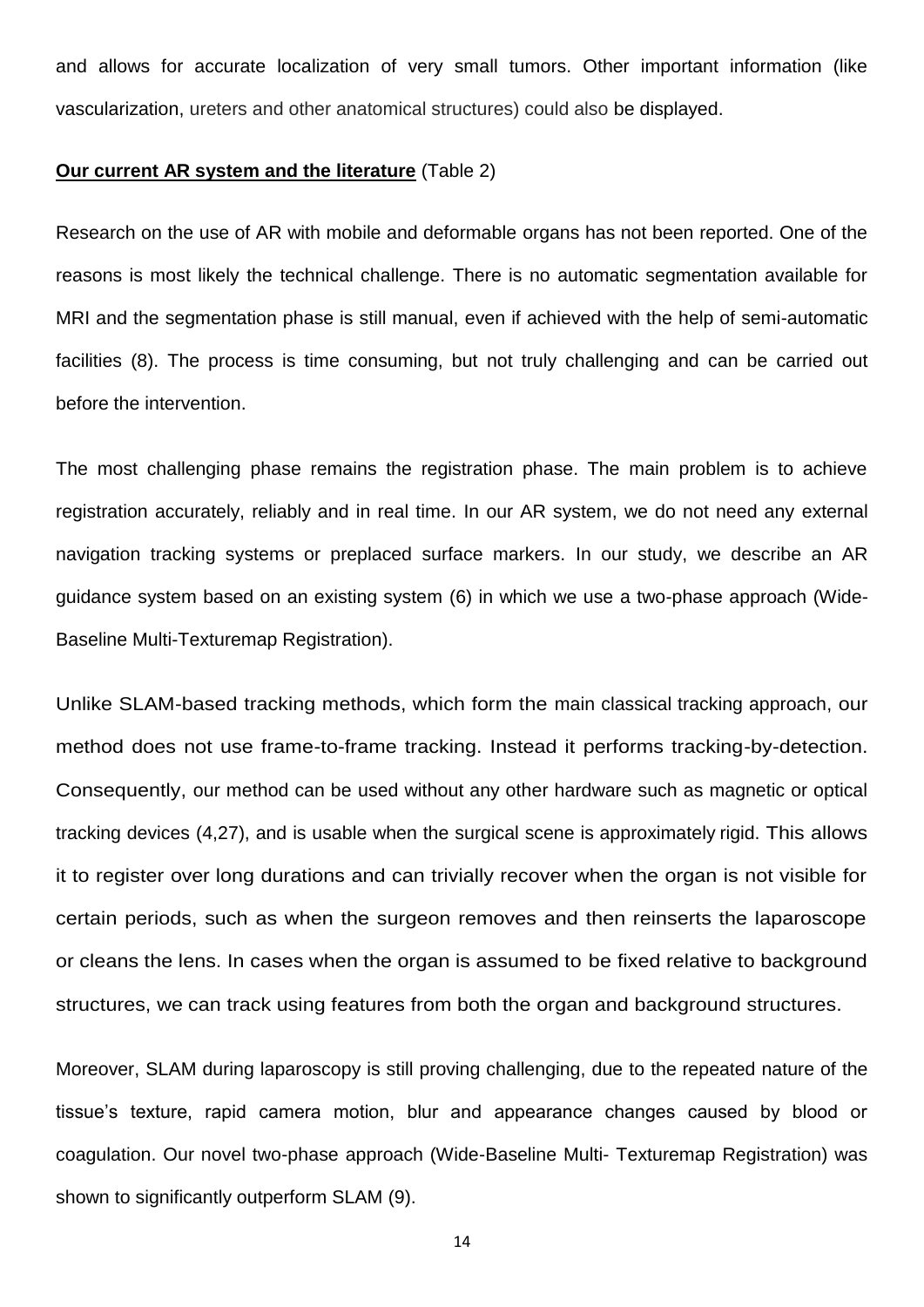and allows for accurate localization of very small tumors. Other important information (like vascularization, ureters and other anatomical structures) could also be displayed.

**Our current AR system and the literature** (Table 2)

Research on the use of AR with mobile and deformable organs has not been reported. One of the reasons is most likely the technical challenge. There is no automatic segmentation available for MRI and the segmentation phase is still manual, even if achieved with the help of semi-automatic facilities (8). The process is time consuming, but not truly challenging and can be carried out before the intervention.

The most challenging phase remains the registration phase. The main problem is to achieve registration accurately, reliably and in real time. In our AR system, we do not need any external navigation tracking systems or preplaced surface markers. In our study, we describe an AR guidance system based on an existing system (6) in which we use a two-phase approach (Wide-Baseline Multi-Texturemap Registration).

Unlike SLAM-based tracking methods, which form the main classical tracking approach, our method does not use frame-to-frame tracking. Instead it performs tracking-by-detection. Consequently, our method can be used without any other hardware such as magnetic or optical tracking devices (4,27), and is usable when the surgical scene is approximately rigid. This allows it to register over long durations and can trivially recover when the organ is not visible for certain periods, such as when the surgeon removes and then reinserts the laparoscope or cleans the lens. In cases when the organ is assumed to be fixed relative to background structures, we can track using features from both the organ and background structures.

Moreover, SLAM during laparoscopy is still proving challenging, due to the repeated nature of the tissue's texture, rapid camera motion, blur and appearance changes caused by blood or coagulation. Our novel two-phase approach (Wide-Baseline Multi- Texturemap Registration) was shown to significantly outperform SLAM (9).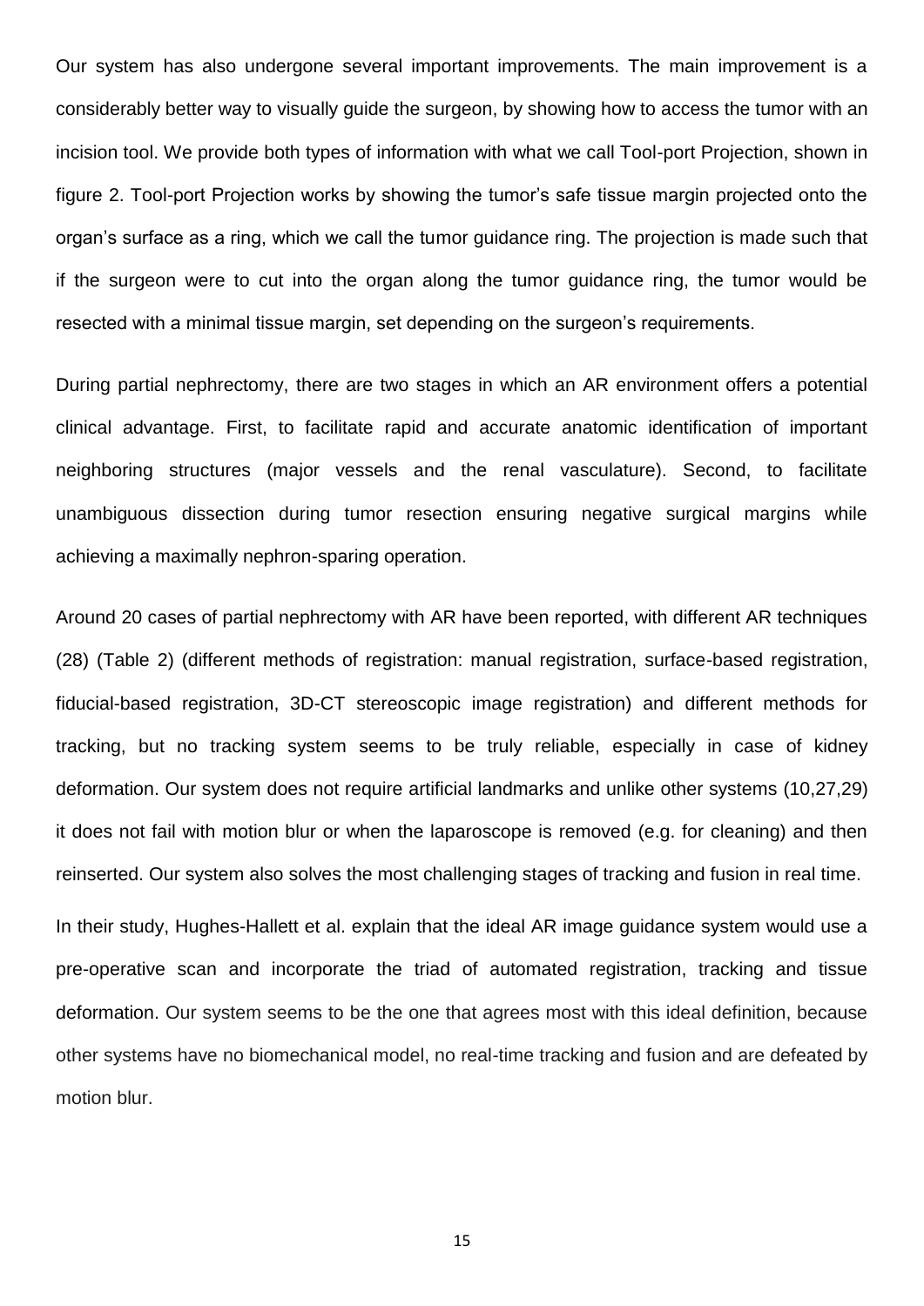Our system has also undergone several important improvements. The main improvement is a considerably better way to visually guide the surgeon, by showing how to access the tumor with an incision tool. We provide both types of information with what we call Tool-port Projection, shown in figure 2. Tool-port Projection works by showing the tumor's safe tissue margin projected onto the organ's surface as a ring, which we call the tumor guidance ring. The projection is made such that if the surgeon were to cut into the organ along the tumor guidance ring, the tumor would be resected with a minimal tissue margin, set depending on the surgeon's requirements.

During partial nephrectomy, there are two stages in which an AR environment offers a potential clinical advantage. First, to facilitate rapid and accurate anatomic identification of important neighboring structures (major vessels and the renal vasculature). Second, to facilitate unambiguous dissection during tumor resection ensuring negative surgical margins while achieving a maximally nephron-sparing operation.

Around 20 cases of partial nephrectomy with AR have been reported, with different AR techniques (28) (Table 2) (different methods of registration: manual registration, surface-based registration, fiducial-based registration, 3D-CT stereoscopic image registration) and different methods for tracking, but no tracking system seems to be truly reliable, especially in case of kidney deformation. Our system does not require artificial landmarks and unlike other systems (10,27,29) it does not fail with motion blur or when the laparoscope is removed (e.g. for cleaning) and then reinserted. Our system also solves the most challenging stages of tracking and fusion in real time.

In their study, Hughes-Hallett et al. explain that the ideal AR image guidance system would use a pre-operative scan and incorporate the triad of automated registration, tracking and tissue deformation. Our system seems to be the one that agrees most with this ideal definition, because other systems have no biomechanical model, no real-time tracking and fusion and are defeated by motion blur.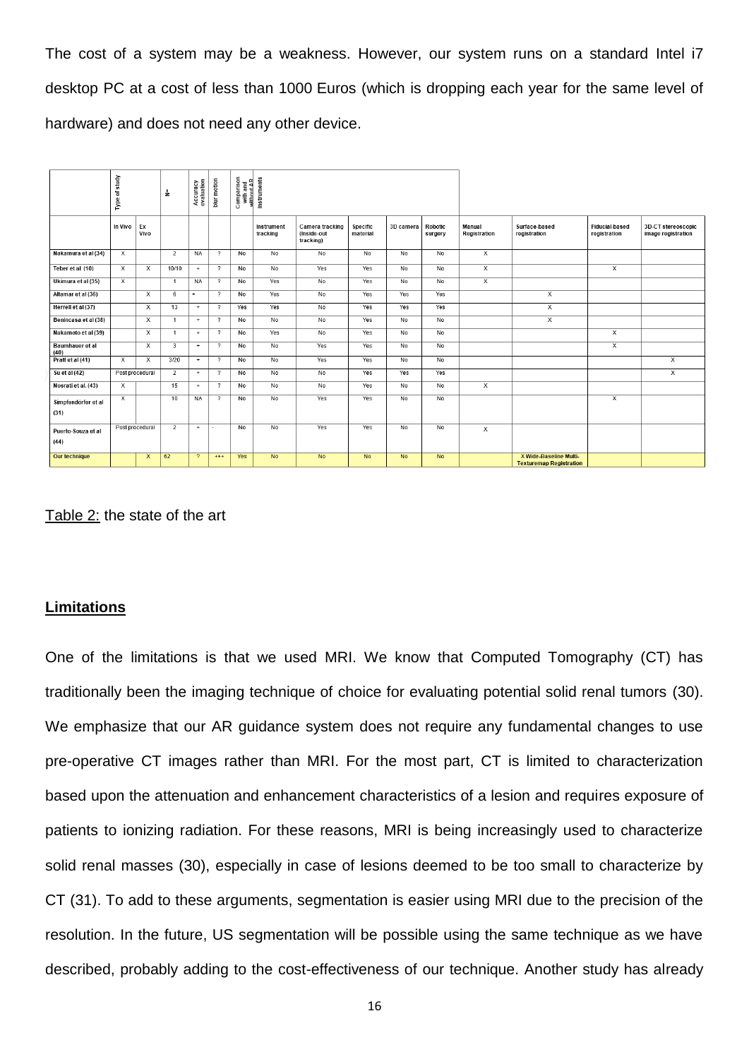The cost of a system may be a weakness. However, our system runs on a standard Intel i7 desktop PC at a cost of less than 1000 Euros (which is dropping each year for the same level of hardware) and does not need any other device.

| | Type of study | | N= | Accuracy evaluation | blur motion | Comparison with and without AR | Instruments | | | | | | | | |
|---|---|---|---|---|---|---|---|---|---|---|---|---|---|---|---|
| | In Vivo | Ex Vivo | | | | | Instrument tracking | Camera tracking (inside-out tracking) | Specific material | 3D camera | Robotic surgery | Manual Registration | Surface-based registration | Fiducial-based registration | 3D-CT stereoscopic image registration |
| Nakamura et al (34) | X | | 2 | NA | ? | No | No | No | No | No | No | X | | | |
| Teber et al (10) | X | X | 10/10 | + | ? | No | No | Yes | Yes | No | No | X | | X | |
| Ukimura et al (35) | X | | 1 | NA | ? | No | Yes | No | Yes | No | No | X | | | |
| Altamar et al (36) | | X | 6 | + | ? | No | Yes | No | Yes | Yes | Yes | | X | | |
| Herrell et al (37) | | X | 13 | + | ? | Yes | Yes | No | Yes | Yes | Yes | | X | | |
| Benincasa et al (38) | | X | 1 | + | ? | No | No | No | Yes | No | No | | X | | |
| Nakamoto et al (39) | | X | 1 | + | ? | No | Yes | No | Yes | No | No | | | X | |
| Baumhauer et al (40) | | X | 3 | + | ? | No | No | Yes | Yes | No | No | | | X | |
| Pratt et al (41) | X | X | 3/20 | + | ? | No | No | Yes | Yes | No | No | | | | X |
| Su et al (42) | Post procedural | | 2 | + | ? | No | No | No | Yes | Yes | Yes | | | | X |
| Nosrati et al. (43) | X | | 15 | + | ? | No | No | No | Yes | No | No | X | | | |
| Simpfendörfer et al (31) | X | | 10 | NA | ? | No | No | Yes | Yes | No | No | | | X | |
| Puerto-Souza et al (44) | Post procedural | | 2 | + | - | No | No | Yes | Yes | No | No | X | | | |
| Our technique | | X | 62 | ? | +++ | Yes | No | No | No | No | No | | X Wide-Baseline Multi-Texturemap Registration | | |

Table 2: the state of the art

## Limitations

One of the limitations is that we used MRI. We know that Computed Tomography (CT) has traditionally been the imaging technique of choice for evaluating potential solid renal tumors (30). We emphasize that our AR guidance system does not require any fundamental changes to use pre-operative CT images rather than MRI. For the most part, CT is limited to characterization based upon the attenuation and enhancement characteristics of a lesion and requires exposure of patients to ionizing radiation. For these reasons, MRI is being increasingly used to characterize solid renal masses (30), especially in case of lesions deemed to be too small to characterize by CT (31). To add to these arguments, segmentation is easier using MRI due to the precision of the resolution. In the future, US segmentation will be possible using the same technique as we have described, probably adding to the cost-effectiveness of our technique. Another study has already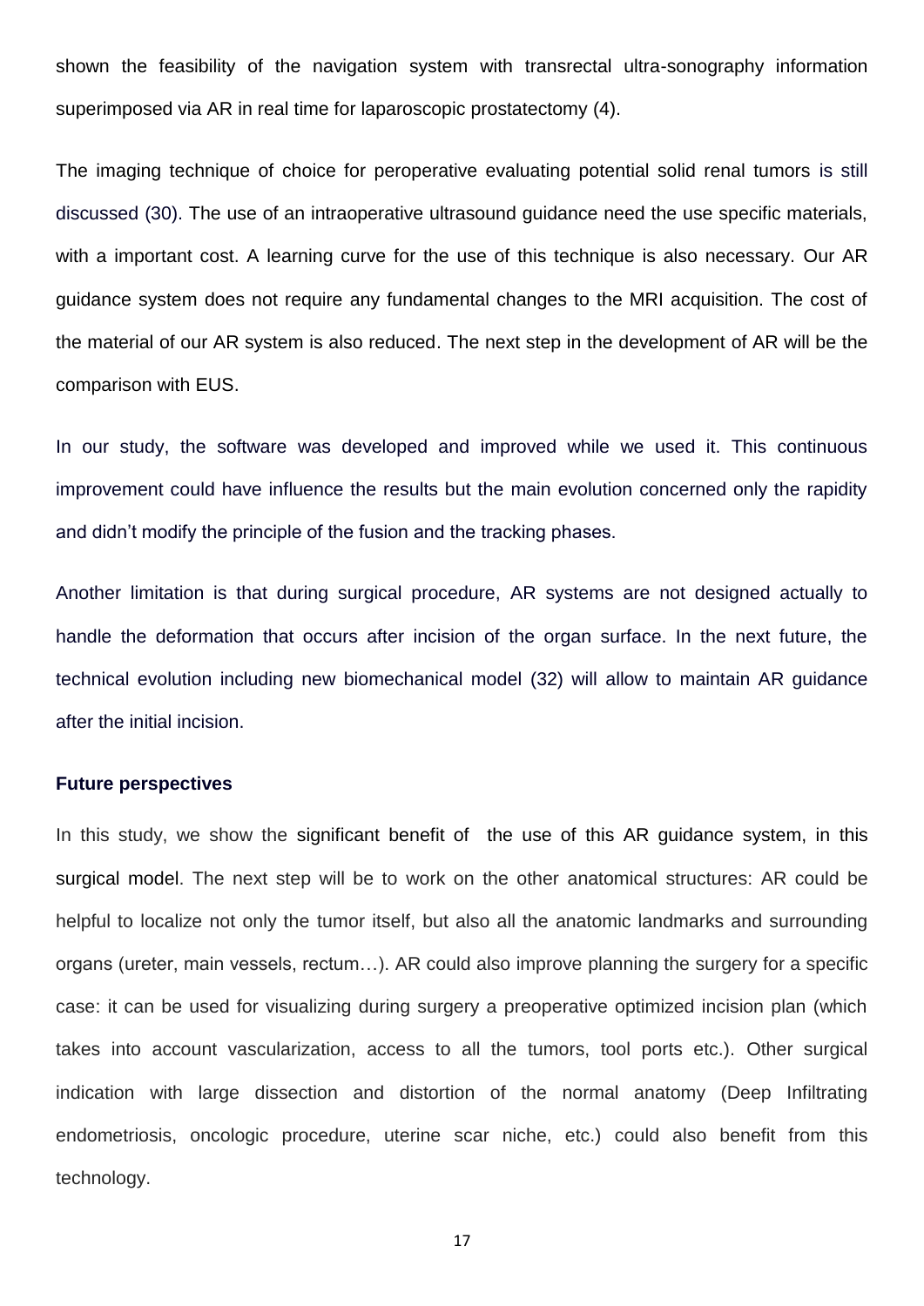shown the feasibility of the navigation system with transrectal ultra-sonography information superimposed via AR in real time for laparoscopic prostatectomy (4).

The imaging technique of choice for peroperative evaluating potential solid renal tumors is still discussed (30). The use of an intraoperative ultrasound guidance need the use specific materials, with a important cost. A learning curve for the use of this technique is also necessary. Our AR guidance system does not require any fundamental changes to the MRI acquisition. The cost of the material of our AR system is also reduced. The next step in the development of AR will be the comparison with EUS.

In our study, the software was developed and improved while we used it. This continuous improvement could have influence the results but the main evolution concerned only the rapidity and didn't modify the principle of the fusion and the tracking phases.

Another limitation is that during surgical procedure, AR systems are not designed actually to handle the deformation that occurs after incision of the organ surface. In the next future, the technical evolution including new biomechanical model (32) will allow to maintain AR guidance after the initial incision.

**Future perspectives**

In this study, we show the significant benefit of  the use of this AR guidance system, in this surgical model. The next step will be to work on the other anatomical structures: AR could be helpful to localize not only the tumor itself, but also all the anatomic landmarks and surrounding organs (ureter, main vessels, rectum…). AR could also improve planning the surgery for a specific case: it can be used for visualizing during surgery a preoperative optimized incision plan (which takes into account vascularization, access to all the tumors, tool ports etc.). Other surgical indication with large dissection and distortion of the normal anatomy (Deep Infiltrating endometriosis, oncologic procedure, uterine scar niche, etc.) could also benefit from this technology.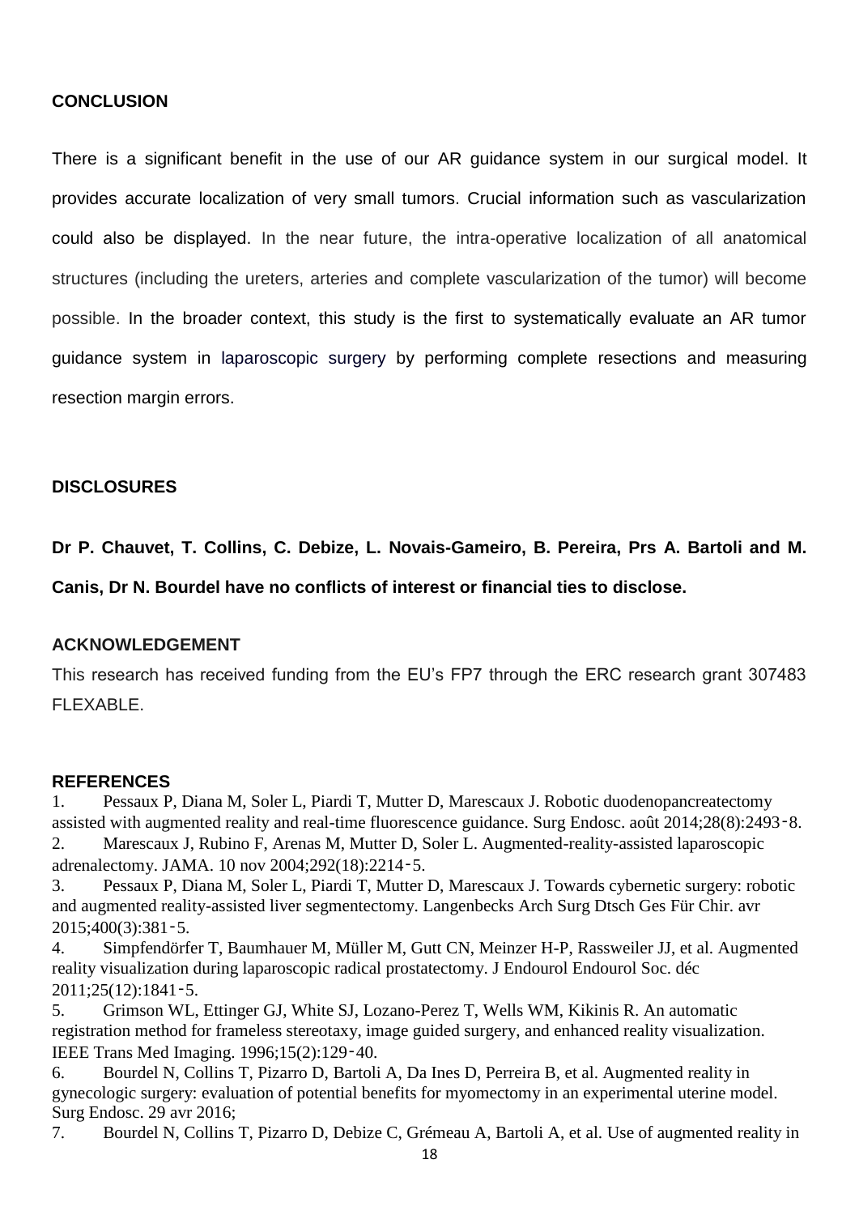## CONCLUSION

There is a significant benefit in the use of our AR guidance system in our surgical model. It provides accurate localization of very small tumors. Crucial information such as vascularization could also be displayed. In the near future, the intra-operative localization of all anatomical structures (including the ureters, arteries and complete vascularization of the tumor) will become possible. In the broader context, this study is the first to systematically evaluate an AR tumor guidance system in laparoscopic surgery by performing complete resections and measuring resection margin errors.

## DISCLOSURES

**Dr P. Chauvet, T. Collins, C. Debize, L. Novais-Gameiro, B. Pereira, Prs A. Bartoli and M. Canis, Dr N. Bourdel have no conflicts of interest or financial ties to disclose.**

## ACKNOWLEDGEMENT

This research has received funding from the EU's FP7 through the ERC research grant 307483 FLEXABLE.

## REFERENCES

1. Pessaux P, Diana M, Soler L, Piardi T, Mutter D, Marescaux J. Robotic duodenopancreatectomy assisted with augmented reality and real-time fluorescence guidance. Surg Endosc. août 2014;28(8):2493‑8.
2. Marescaux J, Rubino F, Arenas M, Mutter D, Soler L. Augmented-reality-assisted laparoscopic adrenalectomy. JAMA. 10 nov 2004;292(18):2214‑5.
3. Pessaux P, Diana M, Soler L, Piardi T, Mutter D, Marescaux J. Towards cybernetic surgery: robotic and augmented reality-assisted liver segmentectomy. Langenbecks Arch Surg Dtsch Ges Für Chir. avr 2015;400(3):381‑5.
4. Simpfendörfer T, Baumhauer M, Müller M, Gutt CN, Meinzer H-P, Rassweiler JJ, et al. Augmented reality visualization during laparoscopic radical prostatectomy. J Endourol Endourol Soc. déc 2011;25(12):1841‑5.
5. Grimson WL, Ettinger GJ, White SJ, Lozano-Perez T, Wells WM, Kikinis R. An automatic registration method for frameless stereotaxy, image guided surgery, and enhanced reality visualization. IEEE Trans Med Imaging. 1996;15(2):129‑40.
6. Bourdel N, Collins T, Pizarro D, Bartoli A, Da Ines D, Perreira B, et al. Augmented reality in gynecologic surgery: evaluation of potential benefits for myomectomy in an experimental uterine model. Surg Endosc. 29 avr 2016;
7. Bourdel N, Collins T, Pizarro D, Debize C, Grémeau A, Bartoli A, et al. Use of augmented reality in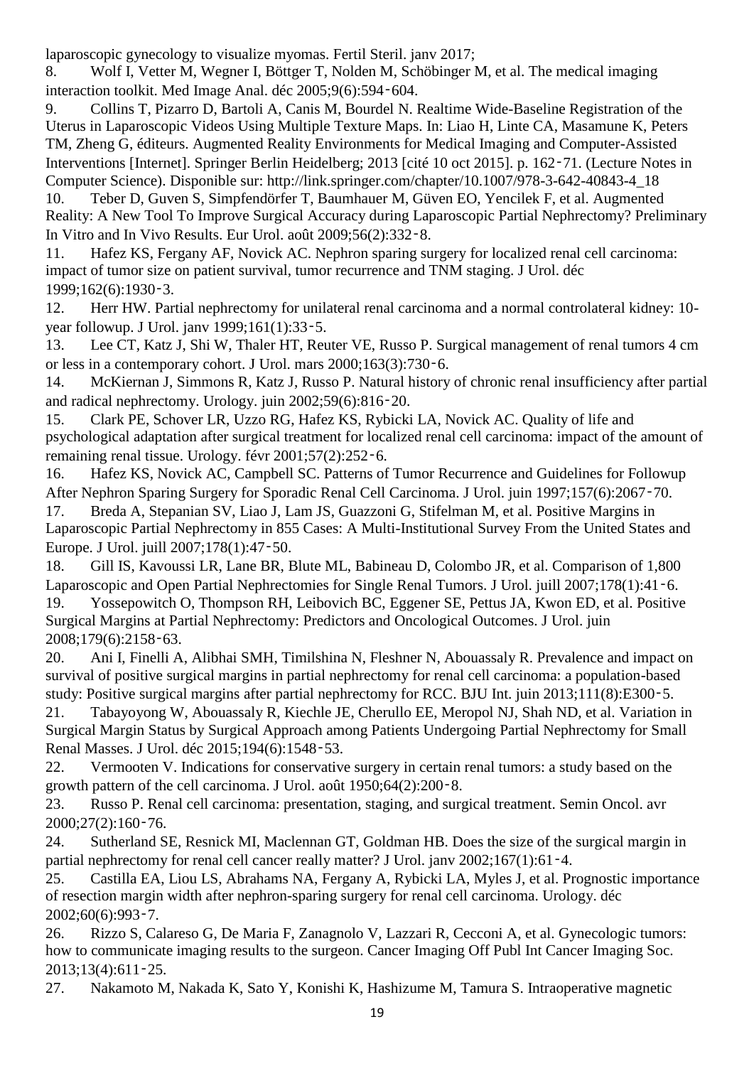laparoscopic gynecology to visualize myomas. Fertil Steril. janv 2017;

8. Wolf I, Vetter M, Wegner I, Böttger T, Nolden M, Schöbinger M, et al. The medical imaging interaction toolkit. Med Image Anal. déc 2005;9(6):594‑604.

9. Collins T, Pizarro D, Bartoli A, Canis M, Bourdel N. Realtime Wide-Baseline Registration of the Uterus in Laparoscopic Videos Using Multiple Texture Maps. In: Liao H, Linte CA, Masamune K, Peters TM, Zheng G, éditeurs. Augmented Reality Environments for Medical Imaging and Computer-Assisted Interventions [Internet]. Springer Berlin Heidelberg; 2013 [cité 10 oct 2015]. p. 162‑71. (Lecture Notes in Computer Science). Disponible sur: http://link.springer.com/chapter/10.1007/978-3-642-40843-4_18

10. Teber D, Guven S, Simpfendörfer T, Baumhauer M, Güven EO, Yencilek F, et al. Augmented Reality: A New Tool To Improve Surgical Accuracy during Laparoscopic Partial Nephrectomy? Preliminary In Vitro and In Vivo Results. Eur Urol. août 2009;56(2):332‑8.

11. Hafez KS, Fergany AF, Novick AC. Nephron sparing surgery for localized renal cell carcinoma: impact of tumor size on patient survival, tumor recurrence and TNM staging. J Urol. déc 1999;162(6):1930‑3.

12. Herr HW. Partial nephrectomy for unilateral renal carcinoma and a normal controlateral kidney: 10-year followup. J Urol. janv 1999;161(1):33‑5.

13. Lee CT, Katz J, Shi W, Thaler HT, Reuter VE, Russo P. Surgical management of renal tumors 4 cm or less in a contemporary cohort. J Urol. mars 2000;163(3):730‑6.

14. McKiernan J, Simmons R, Katz J, Russo P. Natural history of chronic renal insufficiency after partial and radical nephrectomy. Urology. juin 2002;59(6):816‑20.

15. Clark PE, Schover LR, Uzzo RG, Hafez KS, Rybicki LA, Novick AC. Quality of life and psychological adaptation after surgical treatment for localized renal cell carcinoma: impact of the amount of remaining renal tissue. Urology. févr 2001;57(2):252‑6.

16. Hafez KS, Novick AC, Campbell SC. Patterns of Tumor Recurrence and Guidelines for Followup After Nephron Sparing Surgery for Sporadic Renal Cell Carcinoma. J Urol. juin 1997;157(6):2067‑70.

17. Breda A, Stepanian SV, Liao J, Lam JS, Guazzoni G, Stifelman M, et al. Positive Margins in Laparoscopic Partial Nephrectomy in 855 Cases: A Multi-Institutional Survey From the United States and Europe. J Urol. juill 2007;178(1):47‑50.

18. Gill IS, Kavoussi LR, Lane BR, Blute ML, Babineau D, Colombo JR, et al. Comparison of 1,800 Laparoscopic and Open Partial Nephrectomies for Single Renal Tumors. J Urol. juill 2007;178(1):41‑6.

19. Yossepowitch O, Thompson RH, Leibovich BC, Eggener SE, Pettus JA, Kwon ED, et al. Positive Surgical Margins at Partial Nephrectomy: Predictors and Oncological Outcomes. J Urol. juin 2008;179(6):2158‑63.

20. Ani I, Finelli A, Alibhai SMH, Timilshina N, Fleshner N, Abouassaly R. Prevalence and impact on survival of positive surgical margins in partial nephrectomy for renal cell carcinoma: a population-based study: Positive surgical margins after partial nephrectomy for RCC. BJU Int. juin 2013;111(8):E300‑5.

21. Tabayoyong W, Abouassaly R, Kiechle JE, Cherullo EE, Meropol NJ, Shah ND, et al. Variation in Surgical Margin Status by Surgical Approach among Patients Undergoing Partial Nephrectomy for Small Renal Masses. J Urol. déc 2015;194(6):1548‑53.

22. Vermooten V. Indications for conservative surgery in certain renal tumors: a study based on the growth pattern of the cell carcinoma. J Urol. août 1950;64(2):200‑8.

23. Russo P. Renal cell carcinoma: presentation, staging, and surgical treatment. Semin Oncol. avr 2000;27(2):160‑76.

24. Sutherland SE, Resnick MI, Maclennan GT, Goldman HB. Does the size of the surgical margin in partial nephrectomy for renal cell cancer really matter? J Urol. janv 2002;167(1):61‑4.

25. Castilla EA, Liou LS, Abrahams NA, Fergany A, Rybicki LA, Myles J, et al. Prognostic importance of resection margin width after nephron-sparing surgery for renal cell carcinoma. Urology. déc 2002;60(6):993‑7.

26. Rizzo S, Calareso G, De Maria F, Zanagnolo V, Lazzari R, Cecconi A, et al. Gynecologic tumors: how to communicate imaging results to the surgeon. Cancer Imaging Off Publ Int Cancer Imaging Soc. 2013;13(4):611‑25.

27. Nakamoto M, Nakada K, Sato Y, Konishi K, Hashizume M, Tamura S. Intraoperative magnetic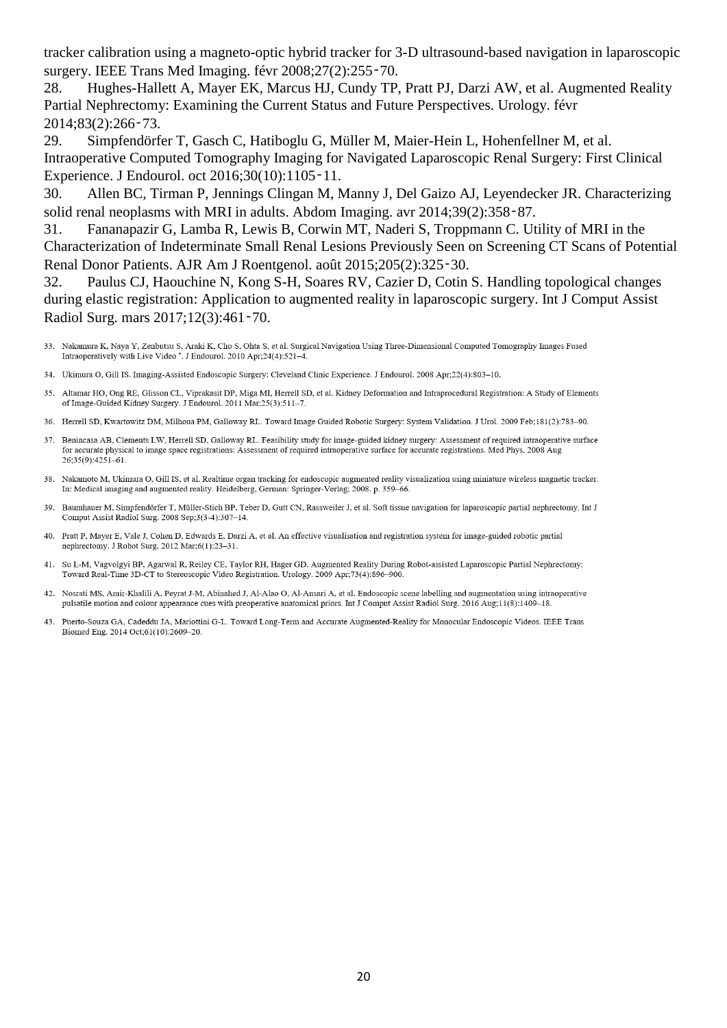tracker calibration using a magneto-optic hybrid tracker for 3-D ultrasound-based navigation in laparoscopic surgery. IEEE Trans Med Imaging. févr 2008;27(2):255‑70.

28. Hughes-Hallett A, Mayer EK, Marcus HJ, Cundy TP, Pratt PJ, Darzi AW, et al. Augmented Reality Partial Nephrectomy: Examining the Current Status and Future Perspectives. Urology. févr 2014;83(2):266‑73.

29. Simpfendörfer T, Gasch C, Hatiboglu G, Müller M, Maier-Hein L, Hohenfellner M, et al. Intraoperative Computed Tomography Imaging for Navigated Laparoscopic Renal Surgery: First Clinical Experience. J Endourol. oct 2016;30(10):1105‑11.

30. Allen BC, Tirman P, Jennings Clingan M, Manny J, Del Gaizo AJ, Leyendecker JR. Characterizing solid renal neoplasms with MRI in adults. Abdom Imaging. avr 2014;39(2):358‑87.

31. Fananapazir G, Lamba R, Lewis B, Corwin MT, Naderi S, Troppmann C. Utility of MRI in the Characterization of Indeterminate Small Renal Lesions Previously Seen on Screening CT Scans of Potential Renal Donor Patients. AJR Am J Roentgenol. août 2015;205(2):325‑30.

32. Paulus CJ, Haouchine N, Kong S-H, Soares RV, Cazier D, Cotin S. Handling topological changes during elastic registration: Application to augmented reality in laparoscopic surgery. Int J Comput Assist Radiol Surg. mars 2017;12(3):461‑70.

33. Nakamura K, Naya Y, Zenbutsu S, Araki K, Cho S, Ohta S, et al. Surgical Navigation Using Three-Dimensional Computed Tomography Images Fused Intraoperatively with Live Video *. J Endourol. 2010 Apr;24(4):521–4.

34. Ukimura O, Gill IS. Imaging-Assisted Endoscopic Surgery: Cleveland Clinic Experience. J Endourol. 2008 Apr;22(4):803–10.

35. Altamar HO, Ong RE, Glisson CL, Viprakasit DP, Miga MI, Herrell SD, et al. Kidney Deformation and Intraprocedural Registration: A Study of Elements of Image-Guided Kidney Surgery. J Endourol. 2011 Mar;25(3):511–7.

36. Herrell SD, Kwartowitz DM, Milhoua PM, Galloway RL. Toward Image Guided Robotic Surgery: System Validation. J Urol. 2009 Feb;181(2):783–90.

37. Benincasa AB, Clements LW, Herrell SD, Galloway RL. Feasibility study for image-guided kidney surgery: Assessment of required intraoperative surface for accurate physical to image space registrations: Assessment of required intraoperative surface for accurate registrations. Med Phys. 2008 Aug 26;35(9):4251–61.

38. Nakamoto M, Ukimura O, Gill IS, et al. Realtime organ tracking for endoscopic augmented reality visualization using miniature wireless magnetic tracker. In: Medical imaging and augmented reality. Heidelberg, German: Springer-Verlag; 2008. p. 359–66.

39. Baumhauer M, Simpfendörfer T, Müller-Stich BP, Teber D, Gutt CN, Rassweiler J, et al. Soft tissue navigation for laparoscopic partial nephrectomy. Int J Comput Assist Radiol Surg. 2008 Sep;3(3-4):307–14.

40. Pratt P, Mayer E, Vale J, Cohen D, Edwards E, Darzi A, et al. An effective visualisation and registration system for image-guided robotic partial nephrectomy. J Robot Surg. 2012 Mar;6(1):23–31.

41. Su L-M, Vagvolgyi BP, Agarwal R, Reiley CE, Taylor RH, Hager GD. Augmented Reality During Robot-assisted Laparoscopic Partial Nephrectomy: Toward Real-Time 3D-CT to Stereoscopic Video Registration. Urology. 2009 Apr;73(4):896–900.

42. Nosrati MS, Amir-Khalili A, Peyrat J-M, Abinahed J, Al-Alao O, Al-Ansari A, et al. Endoscopic scene labelling and augmentation using intraoperative pulsatile motion and colour appearance cues with preoperative anatomical priors. Int J Comput Assist Radiol Surg. 2016 Aug;11(8):1409–18.

43. Puerto-Souza GA, Cadeddu JA, Mariottini G-L. Toward Long-Term and Accurate Augmented-Reality for Monocular Endoscopic Videos. IEEE Trans Biomed Eng. 2014 Oct;61(10):2609–20.